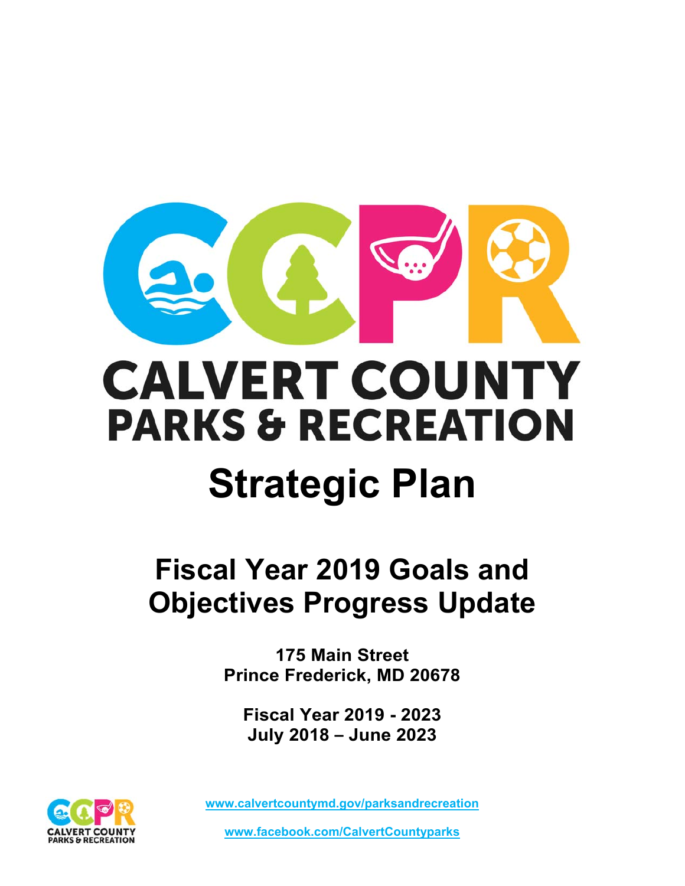# CALVERT COUNTY PARKS & RECREATION

# Strategic Plan

## Fiscal Year 2019 Goals and Objectives Progress Update

**175 Main Street**
**Prince Frederick, MD 20678**

**Fiscal Year 2019 - 2023**
**July 2018 – June 2023**

www.calvertcountymd.gov/parksandrecreation

www.facebook.com/CalvertCountyparks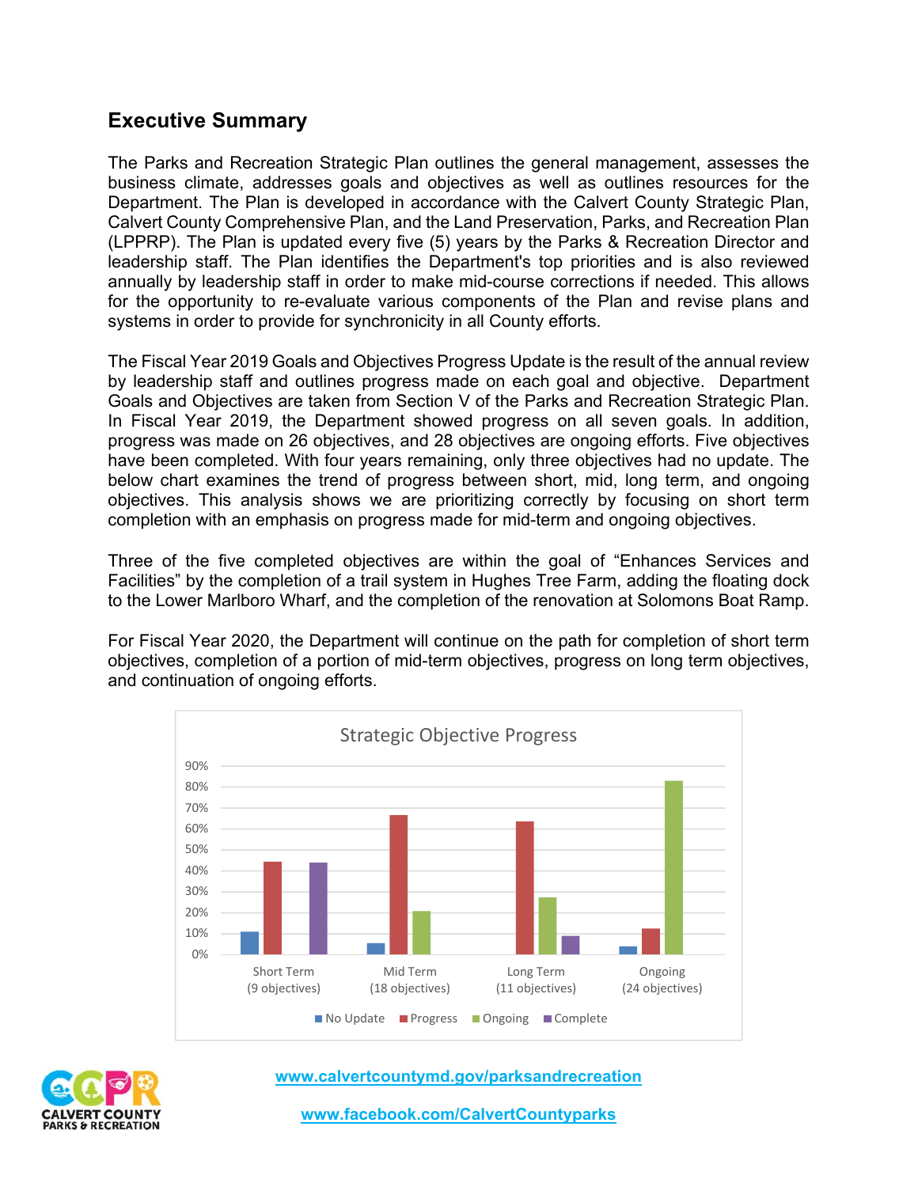## Executive Summary

The Parks and Recreation Strategic Plan outlines the general management, assesses the business climate, addresses goals and objectives as well as outlines resources for the Department. The Plan is developed in accordance with the Calvert County Strategic Plan, Calvert County Comprehensive Plan, and the Land Preservation, Parks, and Recreation Plan (LPPRP). The Plan is updated every five (5) years by the Parks & Recreation Director and leadership staff. The Plan identifies the Department's top priorities and is also reviewed annually by leadership staff in order to make mid-course corrections if needed. This allows for the opportunity to re-evaluate various components of the Plan and revise plans and systems in order to provide for synchronicity in all County efforts.

The Fiscal Year 2019 Goals and Objectives Progress Update is the result of the annual review by leadership staff and outlines progress made on each goal and objective. Department Goals and Objectives are taken from Section V of the Parks and Recreation Strategic Plan. In Fiscal Year 2019, the Department showed progress on all seven goals. In addition, progress was made on 26 objectives, and 28 objectives are ongoing efforts. Five objectives have been completed. With four years remaining, only three objectives had no update. The below chart examines the trend of progress between short, mid, long term, and ongoing objectives. This analysis shows we are prioritizing correctly by focusing on short term completion with an emphasis on progress made for mid-term and ongoing objectives.

Three of the five completed objectives are within the goal of "Enhances Services and Facilities" by the completion of a trail system in Hughes Tree Farm, adding the floating dock to the Lower Marlboro Wharf, and the completion of the renovation at Solomons Boat Ramp.

For Fiscal Year 2020, the Department will continue on the path for completion of short term objectives, completion of a portion of mid-term objectives, progress on long term objectives, and continuation of ongoing efforts.

Strategic Objective Progress

| | No Update | Progress | Ongoing | Complete |
|---|---|---|---|---|
| Short Term (9 objectives) | 11% | 44% | 0% | 44% |
| Mid Term (18 objectives) | 6% | 67% | 21% | 0% |
| Long Term (11 objectives) | 0% | 64% | 27% | 9% |
| Ongoing (24 objectives) | 4% | 13% | 83% | 0% |

www.calvertcountymd.gov/parksandrecreation

www.facebook.com/CalvertCountyparks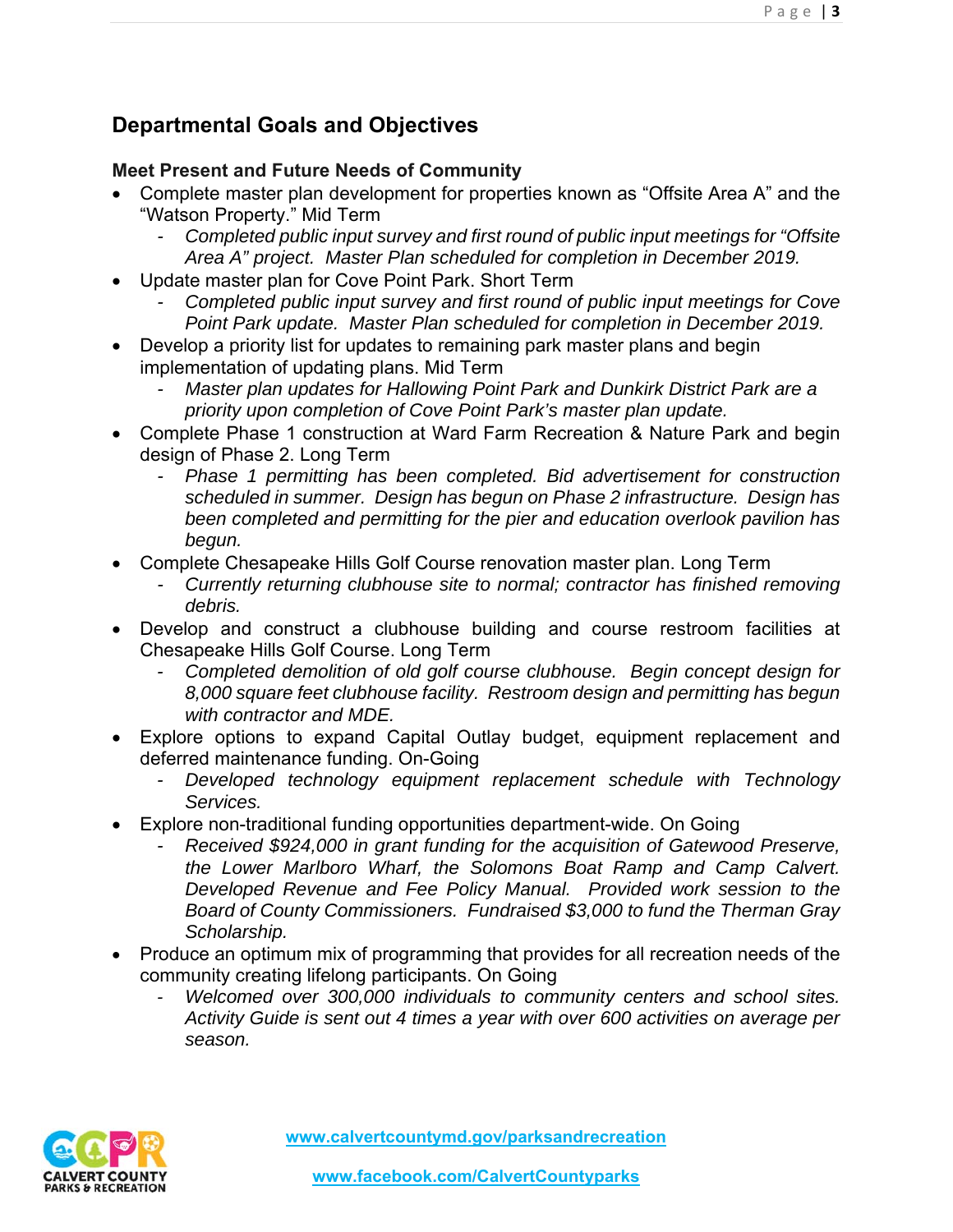## Departmental Goals and Objectives

### Meet Present and Future Needs of Community

- Complete master plan development for properties known as "Offsite Area A" and the "Watson Property." Mid Term
  - *Completed public input survey and first round of public input meetings for "Offsite Area A" project. Master Plan scheduled for completion in December 2019.*
- Update master plan for Cove Point Park. Short Term
  - *Completed public input survey and first round of public input meetings for Cove Point Park update. Master Plan scheduled for completion in December 2019.*
- Develop a priority list for updates to remaining park master plans and begin implementation of updating plans. Mid Term
  - *Master plan updates for Hallowing Point Park and Dunkirk District Park are a priority upon completion of Cove Point Park's master plan update.*
- Complete Phase 1 construction at Ward Farm Recreation & Nature Park and begin design of Phase 2. Long Term
  - *Phase 1 permitting has been completed. Bid advertisement for construction scheduled in summer. Design has begun on Phase 2 infrastructure. Design has been completed and permitting for the pier and education overlook pavilion has begun.*
- Complete Chesapeake Hills Golf Course renovation master plan. Long Term
  - *Currently returning clubhouse site to normal; contractor has finished removing debris.*
- Develop and construct a clubhouse building and course restroom facilities at Chesapeake Hills Golf Course. Long Term
  - *Completed demolition of old golf course clubhouse. Begin concept design for 8,000 square feet clubhouse facility. Restroom design and permitting has begun with contractor and MDE.*
- Explore options to expand Capital Outlay budget, equipment replacement and deferred maintenance funding. On-Going
  - *Developed technology equipment replacement schedule with Technology Services.*
- Explore non-traditional funding opportunities department-wide. On Going
  - *Received $924,000 in grant funding for the acquisition of Gatewood Preserve, the Lower Marlboro Wharf, the Solomons Boat Ramp and Camp Calvert. Developed Revenue and Fee Policy Manual. Provided work session to the Board of County Commissioners. Fundraised $3,000 to fund the Therman Gray Scholarship.*
- Produce an optimum mix of programming that provides for all recreation needs of the community creating lifelong participants. On Going
  - *Welcomed over 300,000 individuals to community centers and school sites. Activity Guide is sent out 4 times a year with over 600 activities on average per season.*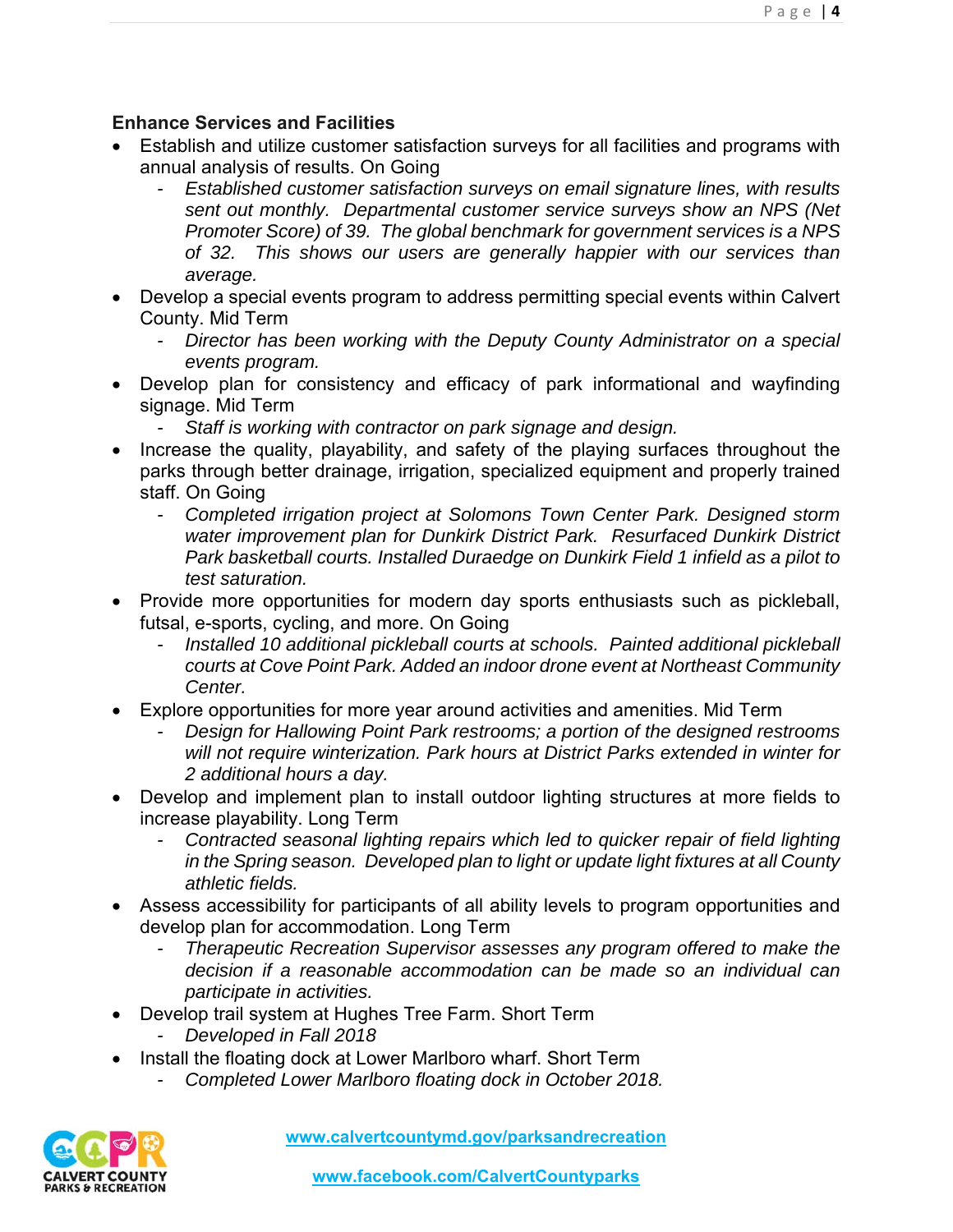**Enhance Services and Facilities**

- Establish and utilize customer satisfaction surveys for all facilities and programs with annual analysis of results. On Going
  - *Established customer satisfaction surveys on email signature lines, with results sent out monthly. Departmental customer service surveys show an NPS (Net Promoter Score) of 39. The global benchmark for government services is a NPS of 32. This shows our users are generally happier with our services than average.*
- Develop a special events program to address permitting special events within Calvert County. Mid Term
  - *Director has been working with the Deputy County Administrator on a special events program.*
- Develop plan for consistency and efficacy of park informational and wayfinding signage. Mid Term
  - *Staff is working with contractor on park signage and design.*
- Increase the quality, playability, and safety of the playing surfaces throughout the parks through better drainage, irrigation, specialized equipment and properly trained staff. On Going
  - *Completed irrigation project at Solomons Town Center Park. Designed storm water improvement plan for Dunkirk District Park. Resurfaced Dunkirk District Park basketball courts. Installed Duraedge on Dunkirk Field 1 infield as a pilot to test saturation.*
- Provide more opportunities for modern day sports enthusiasts such as pickleball, futsal, e-sports, cycling, and more. On Going
  - *Installed 10 additional pickleball courts at schools. Painted additional pickleball courts at Cove Point Park. Added an indoor drone event at Northeast Community Center.*
- Explore opportunities for more year around activities and amenities. Mid Term
  - *Design for Hallowing Point Park restrooms; a portion of the designed restrooms will not require winterization. Park hours at District Parks extended in winter for 2 additional hours a day.*
- Develop and implement plan to install outdoor lighting structures at more fields to increase playability. Long Term
  - *Contracted seasonal lighting repairs which led to quicker repair of field lighting in the Spring season. Developed plan to light or update light fixtures at all County athletic fields.*
- Assess accessibility for participants of all ability levels to program opportunities and develop plan for accommodation. Long Term
  - *Therapeutic Recreation Supervisor assesses any program offered to make the decision if a reasonable accommodation can be made so an individual can participate in activities.*
- Develop trail system at Hughes Tree Farm. Short Term
  - *Developed in Fall 2018*
- Install the floating dock at Lower Marlboro wharf. Short Term
  - *Completed Lower Marlboro floating dock in October 2018.*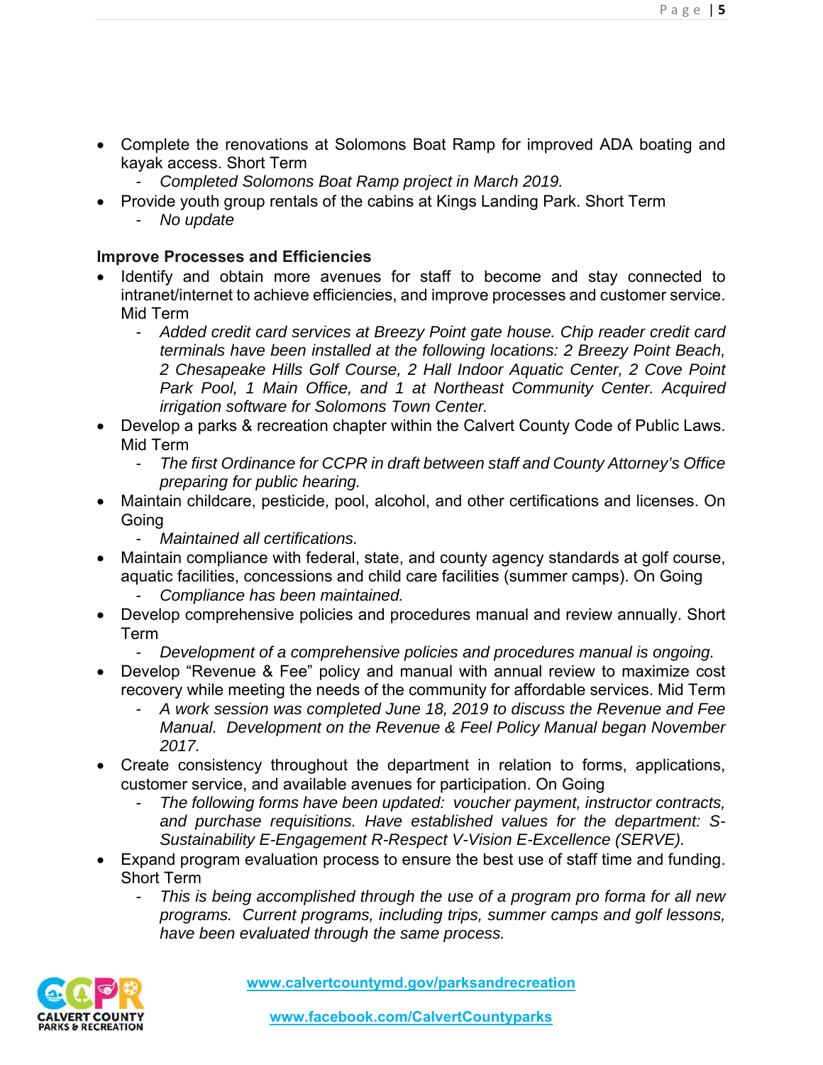- Complete the renovations at Solomons Boat Ramp for improved ADA boating and kayak access. Short Term
    - *Completed Solomons Boat Ramp project in March 2019.*
- Provide youth group rentals of the cabins at Kings Landing Park. Short Term
    - *No update*

### Improve Processes and Efficiencies

- Identify and obtain more avenues for staff to become and stay connected to intranet/internet to achieve efficiencies, and improve processes and customer service. Mid Term
    - *Added credit card services at Breezy Point gate house. Chip reader credit card terminals have been installed at the following locations: 2 Breezy Point Beach, 2 Chesapeake Hills Golf Course, 2 Hall Indoor Aquatic Center, 2 Cove Point Park Pool, 1 Main Office, and 1 at Northeast Community Center. Acquired irrigation software for Solomons Town Center.*
- Develop a parks & recreation chapter within the Calvert County Code of Public Laws. Mid Term
    - *The first Ordinance for CCPR in draft between staff and County Attorney's Office preparing for public hearing.*
- Maintain childcare, pesticide, pool, alcohol, and other certifications and licenses. On Going
    - *Maintained all certifications.*
- Maintain compliance with federal, state, and county agency standards at golf course, aquatic facilities, concessions and child care facilities (summer camps). On Going
    - *Compliance has been maintained.*
- Develop comprehensive policies and procedures manual and review annually. Short Term
    - *Development of a comprehensive policies and procedures manual is ongoing.*
- Develop "Revenue & Fee" policy and manual with annual review to maximize cost recovery while meeting the needs of the community for affordable services. Mid Term
    - *A work session was completed June 18, 2019 to discuss the Revenue and Fee Manual. Development on the Revenue & Feel Policy Manual began November 2017.*
- Create consistency throughout the department in relation to forms, applications, customer service, and available avenues for participation. On Going
    - *The following forms have been updated: voucher payment, instructor contracts, and purchase requisitions. Have established values for the department: S-Sustainability E-Engagement R-Respect V-Vision E-Excellence (SERVE).*
- Expand program evaluation process to ensure the best use of staff time and funding. Short Term
    - *This is being accomplished through the use of a program pro forma for all new programs. Current programs, including trips, summer camps and golf lessons, have been evaluated through the same process.*

www.calvertcountymd.gov/parksandrecreation

www.facebook.com/CalvertCountyparks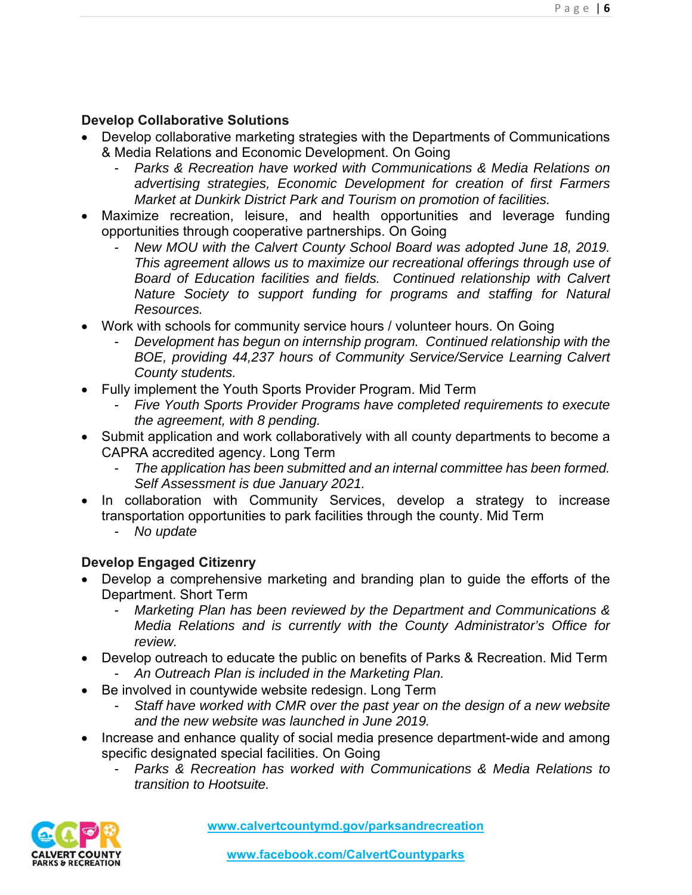**Develop Collaborative Solutions**

- Develop collaborative marketing strategies with the Departments of Communications & Media Relations and Economic Development. On Going
  - *Parks & Recreation have worked with Communications & Media Relations on advertising strategies, Economic Development for creation of first Farmers Market at Dunkirk District Park and Tourism on promotion of facilities.*
- Maximize recreation, leisure, and health opportunities and leverage funding opportunities through cooperative partnerships. On Going
  - *New MOU with the Calvert County School Board was adopted June 18, 2019. This agreement allows us to maximize our recreational offerings through use of Board of Education facilities and fields. Continued relationship with Calvert Nature Society to support funding for programs and staffing for Natural Resources.*
- Work with schools for community service hours / volunteer hours. On Going
  - *Development has begun on internship program. Continued relationship with the BOE, providing 44,237 hours of Community Service/Service Learning Calvert County students.*
- Fully implement the Youth Sports Provider Program. Mid Term
  - *Five Youth Sports Provider Programs have completed requirements to execute the agreement, with 8 pending.*
- Submit application and work collaboratively with all county departments to become a CAPRA accredited agency. Long Term
  - *The application has been submitted and an internal committee has been formed. Self Assessment is due January 2021.*
- In collaboration with Community Services, develop a strategy to increase transportation opportunities to park facilities through the county. Mid Term
  - *No update*

**Develop Engaged Citizenry**

- Develop a comprehensive marketing and branding plan to guide the efforts of the Department. Short Term
  - *Marketing Plan has been reviewed by the Department and Communications & Media Relations and is currently with the County Administrator's Office for review.*
- Develop outreach to educate the public on benefits of Parks & Recreation. Mid Term
  - *An Outreach Plan is included in the Marketing Plan.*
- Be involved in countywide website redesign. Long Term
  - *Staff have worked with CMR over the past year on the design of a new website and the new website was launched in June 2019.*
- Increase and enhance quality of social media presence department-wide and among specific designated special facilities. On Going
  - *Parks & Recreation has worked with Communications & Media Relations to transition to Hootsuite.*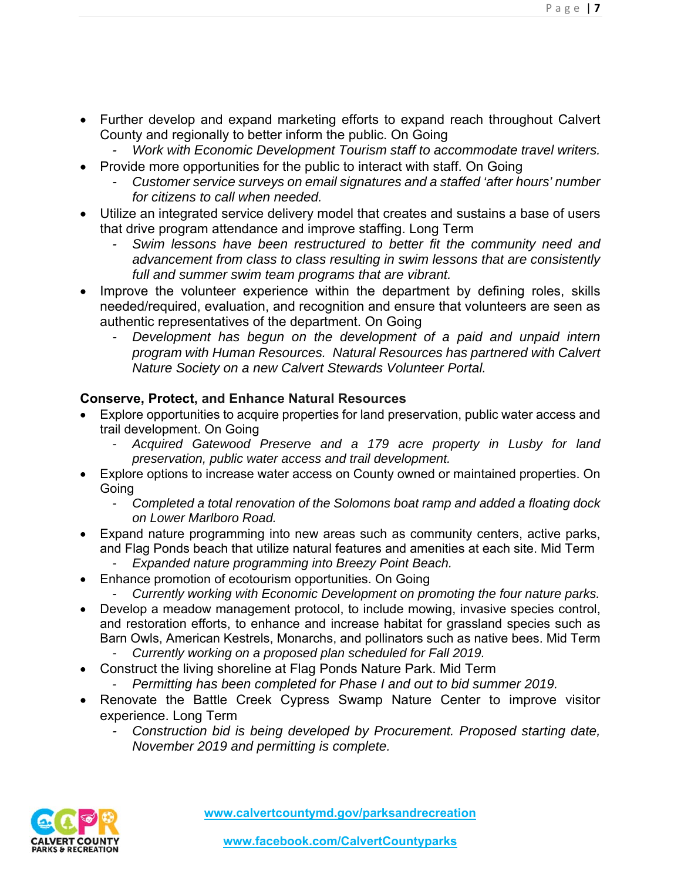- Further develop and expand marketing efforts to expand reach throughout Calvert County and regionally to better inform the public. On Going
  - *Work with Economic Development Tourism staff to accommodate travel writers.*
- Provide more opportunities for the public to interact with staff. On Going
  - *Customer service surveys on email signatures and a staffed 'after hours' number for citizens to call when needed.*
- Utilize an integrated service delivery model that creates and sustains a base of users that drive program attendance and improve staffing. Long Term
  - *Swim lessons have been restructured to better fit the community need and advancement from class to class resulting in swim lessons that are consistently full and summer swim team programs that are vibrant.*
- Improve the volunteer experience within the department by defining roles, skills needed/required, evaluation, and recognition and ensure that volunteers are seen as authentic representatives of the department. On Going
  - *Development has begun on the development of a paid and unpaid intern program with Human Resources. Natural Resources has partnered with Calvert Nature Society on a new Calvert Stewards Volunteer Portal.*

**Conserve, Protect, and Enhance Natural Resources**

- Explore opportunities to acquire properties for land preservation, public water access and trail development. On Going
  - *Acquired Gatewood Preserve and a 179 acre property in Lusby for land preservation, public water access and trail development.*
- Explore options to increase water access on County owned or maintained properties. On Going
  - *Completed a total renovation of the Solomons boat ramp and added a floating dock on Lower Marlboro Road.*
- Expand nature programming into new areas such as community centers, active parks, and Flag Ponds beach that utilize natural features and amenities at each site. Mid Term
  - *Expanded nature programming into Breezy Point Beach.*
- Enhance promotion of ecotourism opportunities. On Going
  - *Currently working with Economic Development on promoting the four nature parks.*
- Develop a meadow management protocol, to include mowing, invasive species control, and restoration efforts, to enhance and increase habitat for grassland species such as Barn Owls, American Kestrels, Monarchs, and pollinators such as native bees. Mid Term
  - *Currently working on a proposed plan scheduled for Fall 2019.*
- Construct the living shoreline at Flag Ponds Nature Park. Mid Term
  - *Permitting has been completed for Phase I and out to bid summer 2019.*
- Renovate the Battle Creek Cypress Swamp Nature Center to improve visitor experience. Long Term
  - *Construction bid is being developed by Procurement. Proposed starting date, November 2019 and permitting is complete.*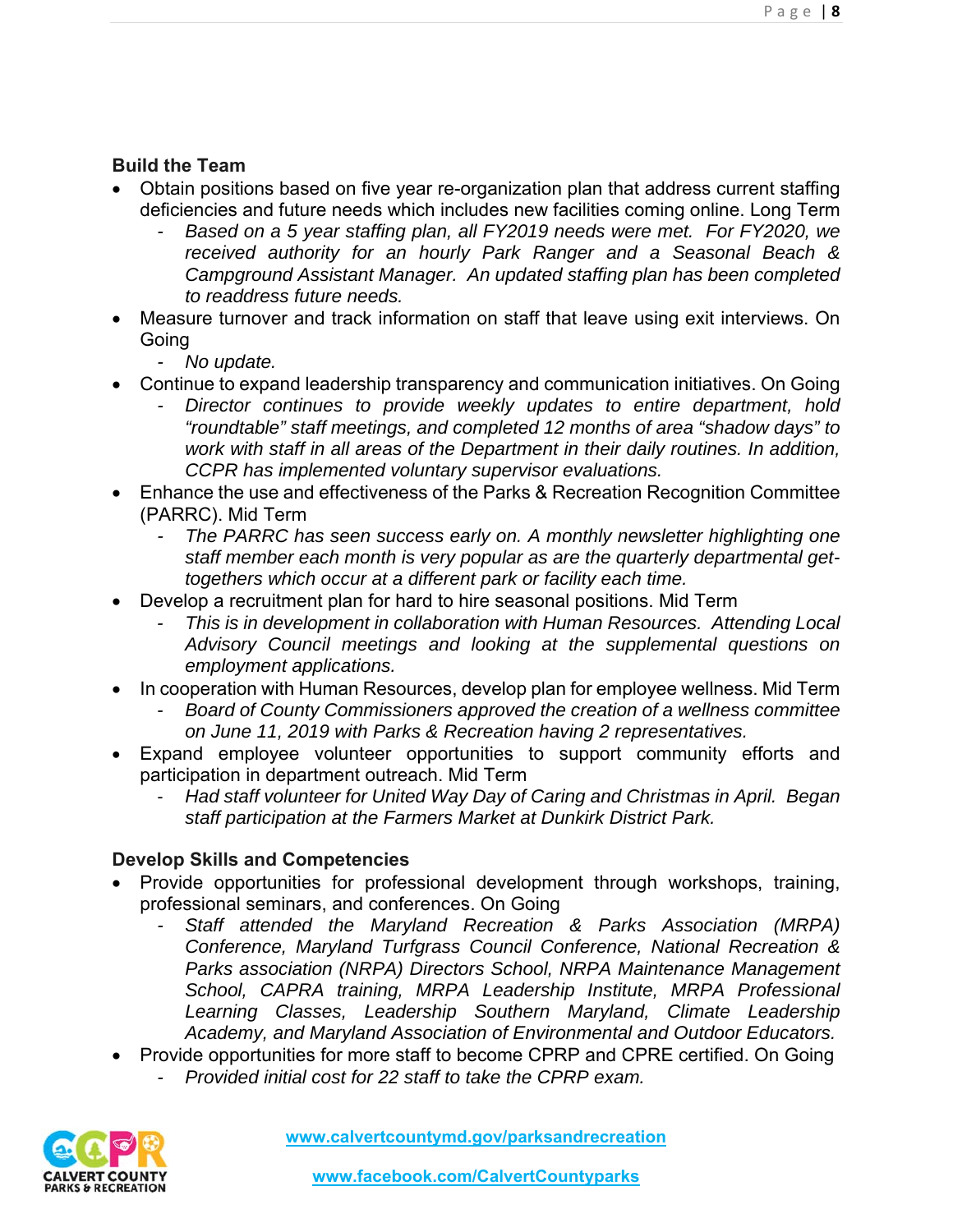**Build the Team**

- Obtain positions based on five year re-organization plan that address current staffing deficiencies and future needs which includes new facilities coming online. Long Term
  - *Based on a 5 year staffing plan, all FY2019 needs were met. For FY2020, we received authority for an hourly Park Ranger and a Seasonal Beach & Campground Assistant Manager. An updated staffing plan has been completed to readdress future needs.*
- Measure turnover and track information on staff that leave using exit interviews. On Going
  - *No update.*
- Continue to expand leadership transparency and communication initiatives. On Going
  - *Director continues to provide weekly updates to entire department, hold "roundtable" staff meetings, and completed 12 months of area "shadow days" to work with staff in all areas of the Department in their daily routines. In addition, CCPR has implemented voluntary supervisor evaluations.*
- Enhance the use and effectiveness of the Parks & Recreation Recognition Committee (PARRC). Mid Term
  - *The PARRC has seen success early on. A monthly newsletter highlighting one staff member each month is very popular as are the quarterly departmental get-togethers which occur at a different park or facility each time.*
- Develop a recruitment plan for hard to hire seasonal positions. Mid Term
  - *This is in development in collaboration with Human Resources. Attending Local Advisory Council meetings and looking at the supplemental questions on employment applications.*
- In cooperation with Human Resources, develop plan for employee wellness. Mid Term
  - *Board of County Commissioners approved the creation of a wellness committee on June 11, 2019 with Parks & Recreation having 2 representatives.*
- Expand employee volunteer opportunities to support community efforts and participation in department outreach. Mid Term
  - *Had staff volunteer for United Way Day of Caring and Christmas in April. Began staff participation at the Farmers Market at Dunkirk District Park.*

**Develop Skills and Competencies**

- Provide opportunities for professional development through workshops, training, professional seminars, and conferences. On Going
  - *Staff attended the Maryland Recreation & Parks Association (MRPA) Conference, Maryland Turfgrass Council Conference, National Recreation & Parks association (NRPA) Directors School, NRPA Maintenance Management School, CAPRA training, MRPA Leadership Institute, MRPA Professional Learning Classes, Leadership Southern Maryland, Climate Leadership Academy, and Maryland Association of Environmental and Outdoor Educators.*
- Provide opportunities for more staff to become CPRP and CPRE certified. On Going
  - *Provided initial cost for 22 staff to take the CPRP exam.*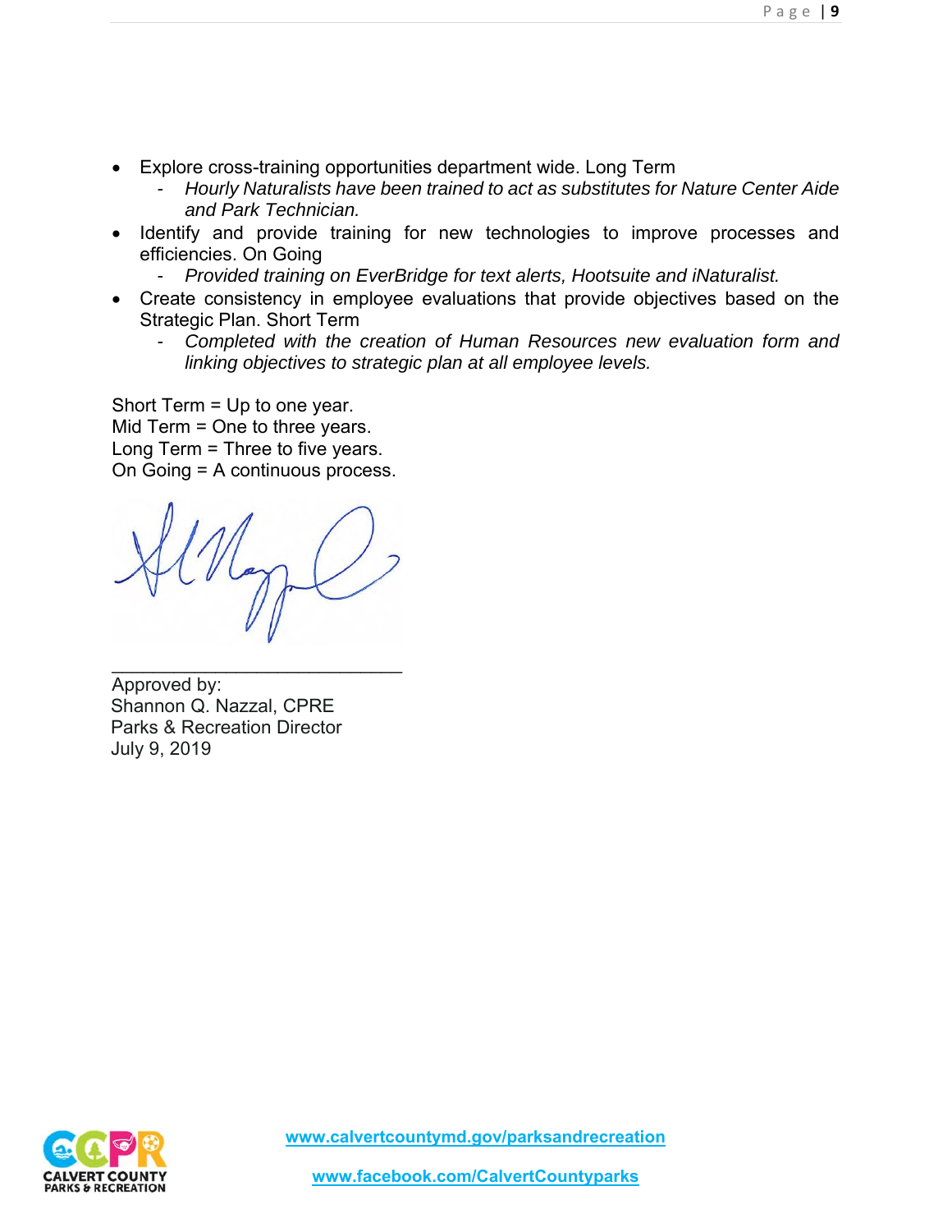- Explore cross-training opportunities department wide. Long Term
  - *Hourly Naturalists have been trained to act as substitutes for Nature Center Aide and Park Technician.*
- Identify and provide training for new technologies to improve processes and efficiencies. On Going
  - *Provided training on EverBridge for text alerts, Hootsuite and iNaturalist.*
- Create consistency in employee evaluations that provide objectives based on the Strategic Plan. Short Term
  - *Completed with the creation of Human Resources new evaluation form and linking objectives to strategic plan at all employee levels.*

Short Term = Up to one year.
Mid Term = One to three years.
Long Term = Three to five years.
On Going = A continuous process.

______________________________
Approved by:
Shannon Q. Nazzal, CPRE
Parks & Recreation Director
July 9, 2019

CALVERT COUNTY PARKS & RECREATION

www.calvertcountymd.gov/parksandrecreation

www.facebook.com/CalvertCountyparks